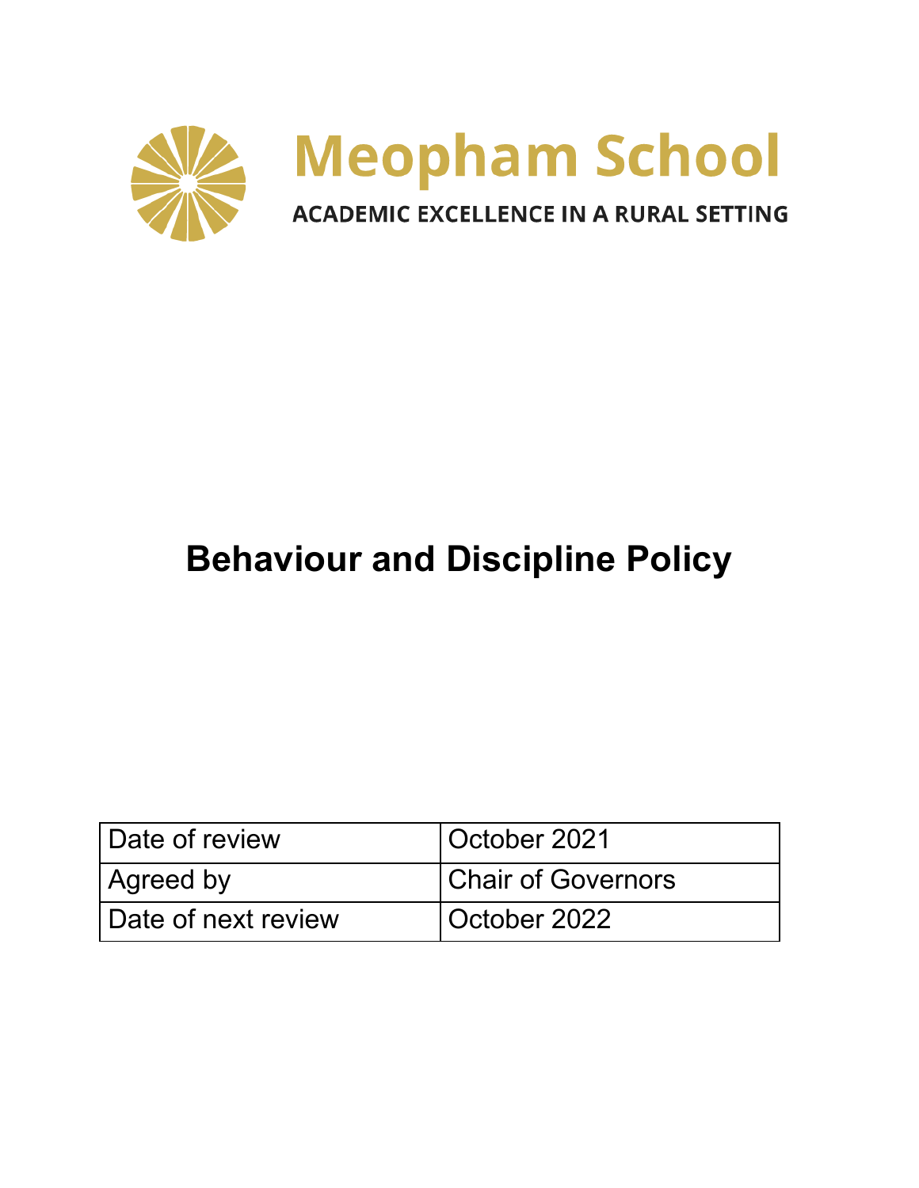# Meopham School

**ACADEMIC EXCELLENCE IN A RURAL SETTING**

# Behaviour and Discipline Policy

| Date of review | October 2021 |
|---|---|
| Agreed by | Chair of Governors |
| Date of next review | October 2022 |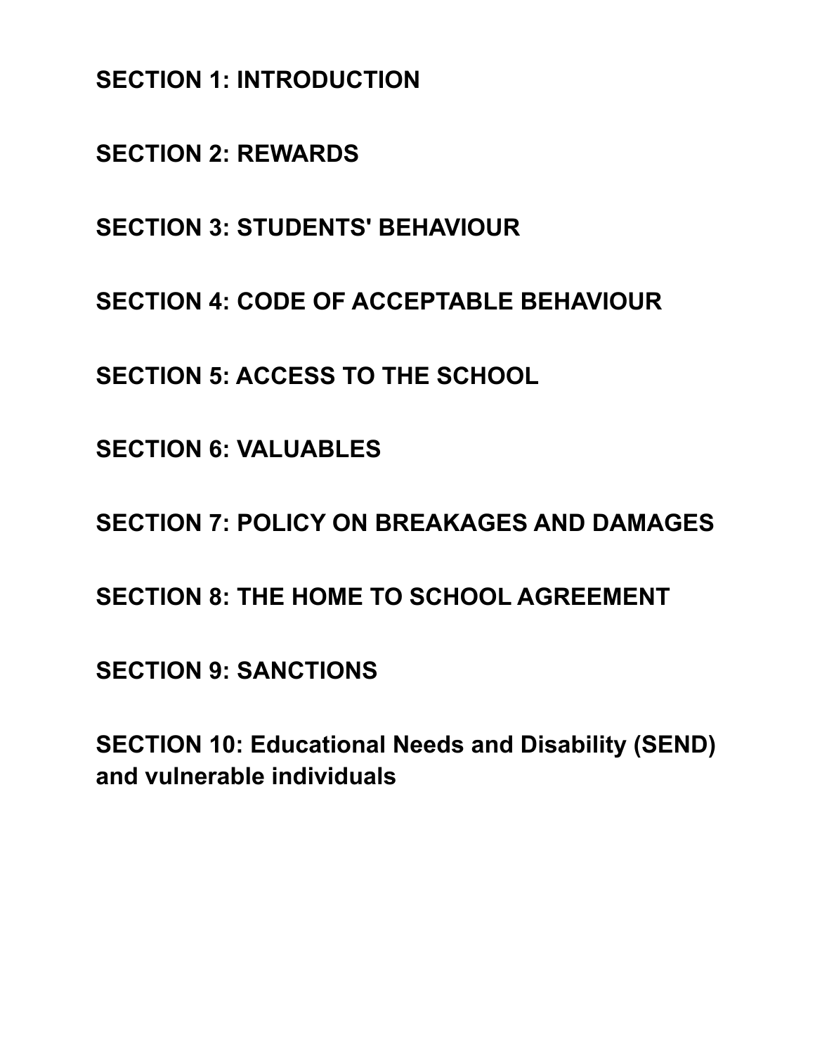**SECTION 1: INTRODUCTION**

**SECTION 2: REWARDS**

**SECTION 3: STUDENTS' BEHAVIOUR**

**SECTION 4: CODE OF ACCEPTABLE BEHAVIOUR**

**SECTION 5: ACCESS TO THE SCHOOL**

**SECTION 6: VALUABLES**

**SECTION 7: POLICY ON BREAKAGES AND DAMAGES**

**SECTION 8: THE HOME TO SCHOOL AGREEMENT**

**SECTION 9: SANCTIONS**

**SECTION 10: Educational Needs and Disability (SEND) and vulnerable individuals**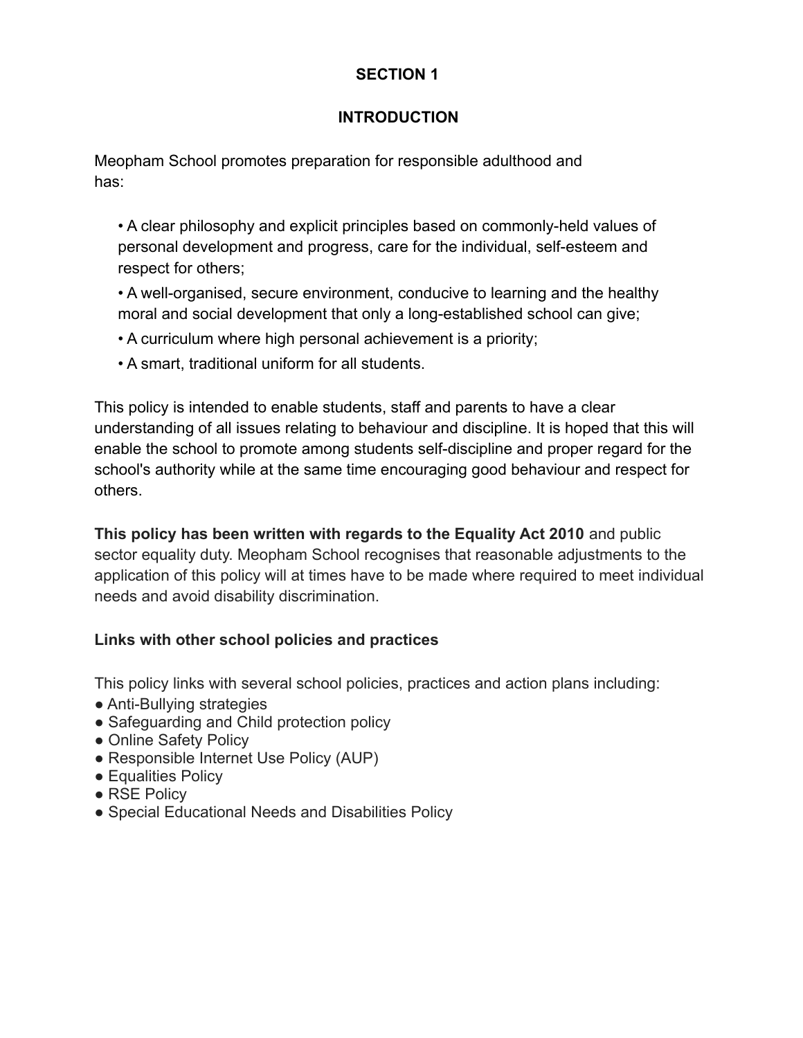## SECTION 1

## INTRODUCTION

Meopham School promotes preparation for responsible adulthood and has:

- A clear philosophy and explicit principles based on commonly-held values of personal development and progress, care for the individual, self-esteem and respect for others;
- A well-organised, secure environment, conducive to learning and the healthy moral and social development that only a long-established school can give;
- A curriculum where high personal achievement is a priority;
- A smart, traditional uniform for all students.

This policy is intended to enable students, staff and parents to have a clear understanding of all issues relating to behaviour and discipline. It is hoped that this will enable the school to promote among students self-discipline and proper regard for the school's authority while at the same time encouraging good behaviour and respect for others.

**This policy has been written with regards to the Equality Act 2010** and public sector equality duty. Meopham School recognises that reasonable adjustments to the application of this policy will at times have to be made where required to meet individual needs and avoid disability discrimination.

**Links with other school policies and practices**

This policy links with several school policies, practices and action plans including:

- Anti-Bullying strategies
- Safeguarding and Child protection policy
- Online Safety Policy
- Responsible Internet Use Policy (AUP)
- Equalities Policy
- RSE Policy
- Special Educational Needs and Disabilities Policy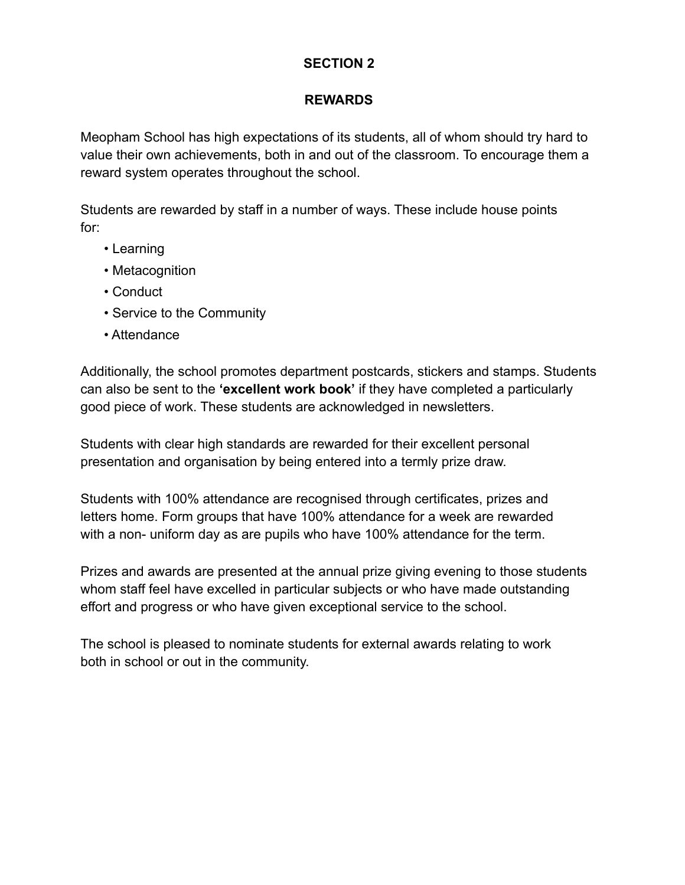## SECTION 2

## REWARDS

Meopham School has high expectations of its students, all of whom should try hard to value their own achievements, both in and out of the classroom. To encourage them a reward system operates throughout the school.

Students are rewarded by staff in a number of ways. These include house points for:

- Learning
- Metacognition
- Conduct
- Service to the Community
- Attendance

Additionally, the school promotes department postcards, stickers and stamps. Students can also be sent to the **'excellent work book'** if they have completed a particularly good piece of work. These students are acknowledged in newsletters.

Students with clear high standards are rewarded for their excellent personal presentation and organisation by being entered into a termly prize draw.

Students with 100% attendance are recognised through certificates, prizes and letters home. Form groups that have 100% attendance for a week are rewarded with a non- uniform day as are pupils who have 100% attendance for the term.

Prizes and awards are presented at the annual prize giving evening to those students whom staff feel have excelled in particular subjects or who have made outstanding effort and progress or who have given exceptional service to the school.

The school is pleased to nominate students for external awards relating to work both in school or out in the community.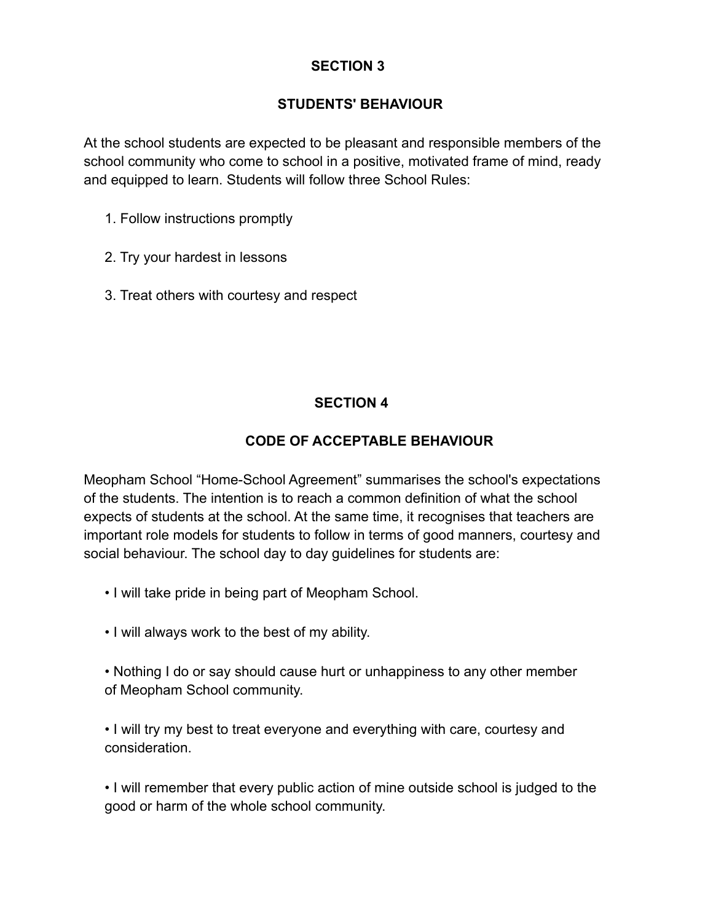## SECTION 3

## STUDENTS' BEHAVIOUR

At the school students are expected to be pleasant and responsible members of the school community who come to school in a positive, motivated frame of mind, ready and equipped to learn. Students will follow three School Rules:

1. Follow instructions promptly

2. Try your hardest in lessons

3. Treat others with courtesy and respect

## SECTION 4

## CODE OF ACCEPTABLE BEHAVIOUR

Meopham School “Home-School Agreement” summarises the school's expectations of the students. The intention is to reach a common definition of what the school expects of students at the school. At the same time, it recognises that teachers are important role models for students to follow in terms of good manners, courtesy and social behaviour. The school day to day guidelines for students are:

- I will take pride in being part of Meopham School.

- I will always work to the best of my ability.

- Nothing I do or say should cause hurt or unhappiness to any other member of Meopham School community.

- I will try my best to treat everyone and everything with care, courtesy and consideration.

- I will remember that every public action of mine outside school is judged to the good or harm of the whole school community.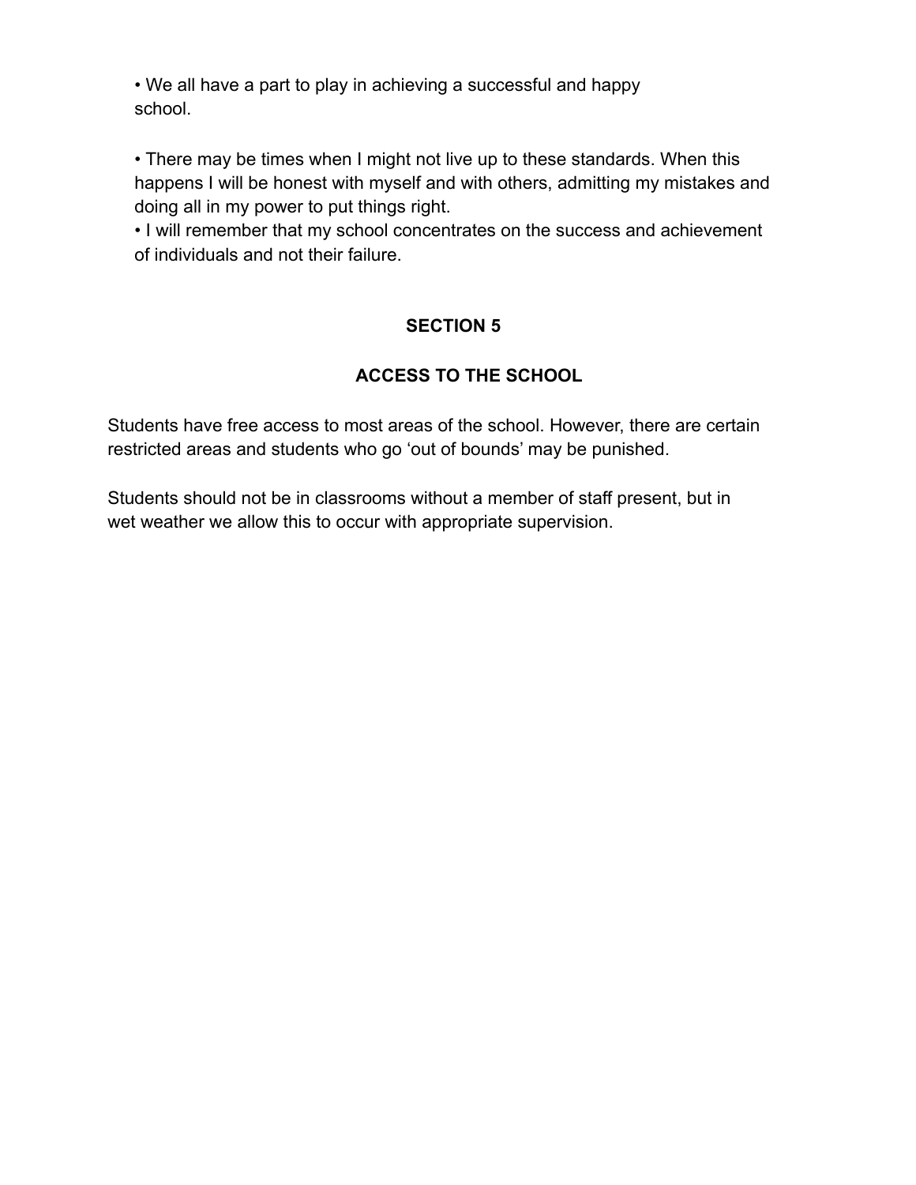- We all have a part to play in achieving a successful and happy school.

- There may be times when I might not live up to these standards. When this happens I will be honest with myself and with others, admitting my mistakes and doing all in my power to put things right.
- I will remember that my school concentrates on the success and achievement of individuals and not their failure.

## SECTION 5

## ACCESS TO THE SCHOOL

Students have free access to most areas of the school. However, there are certain restricted areas and students who go 'out of bounds' may be punished.

Students should not be in classrooms without a member of staff present, but in wet weather we allow this to occur with appropriate supervision.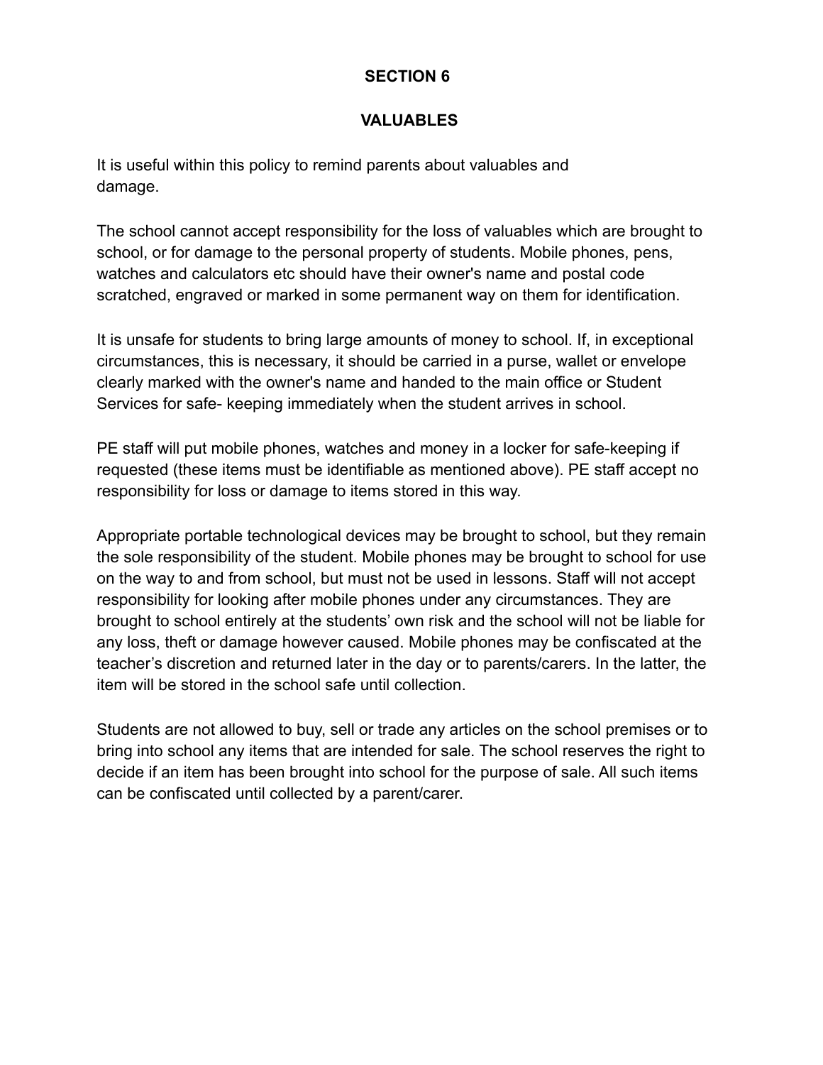## SECTION 6

## VALUABLES

It is useful within this policy to remind parents about valuables and damage.

The school cannot accept responsibility for the loss of valuables which are brought to school, or for damage to the personal property of students. Mobile phones, pens, watches and calculators etc should have their owner's name and postal code scratched, engraved or marked in some permanent way on them for identification.

It is unsafe for students to bring large amounts of money to school. If, in exceptional circumstances, this is necessary, it should be carried in a purse, wallet or envelope clearly marked with the owner's name and handed to the main office or Student Services for safe- keeping immediately when the student arrives in school.

PE staff will put mobile phones, watches and money in a locker for safe-keeping if requested (these items must be identifiable as mentioned above). PE staff accept no responsibility for loss or damage to items stored in this way.

Appropriate portable technological devices may be brought to school, but they remain the sole responsibility of the student. Mobile phones may be brought to school for use on the way to and from school, but must not be used in lessons. Staff will not accept responsibility for looking after mobile phones under any circumstances. They are brought to school entirely at the students' own risk and the school will not be liable for any loss, theft or damage however caused. Mobile phones may be confiscated at the teacher's discretion and returned later in the day or to parents/carers. In the latter, the item will be stored in the school safe until collection.

Students are not allowed to buy, sell or trade any articles on the school premises or to bring into school any items that are intended for sale. The school reserves the right to decide if an item has been brought into school for the purpose of sale. All such items can be confiscated until collected by a parent/carer.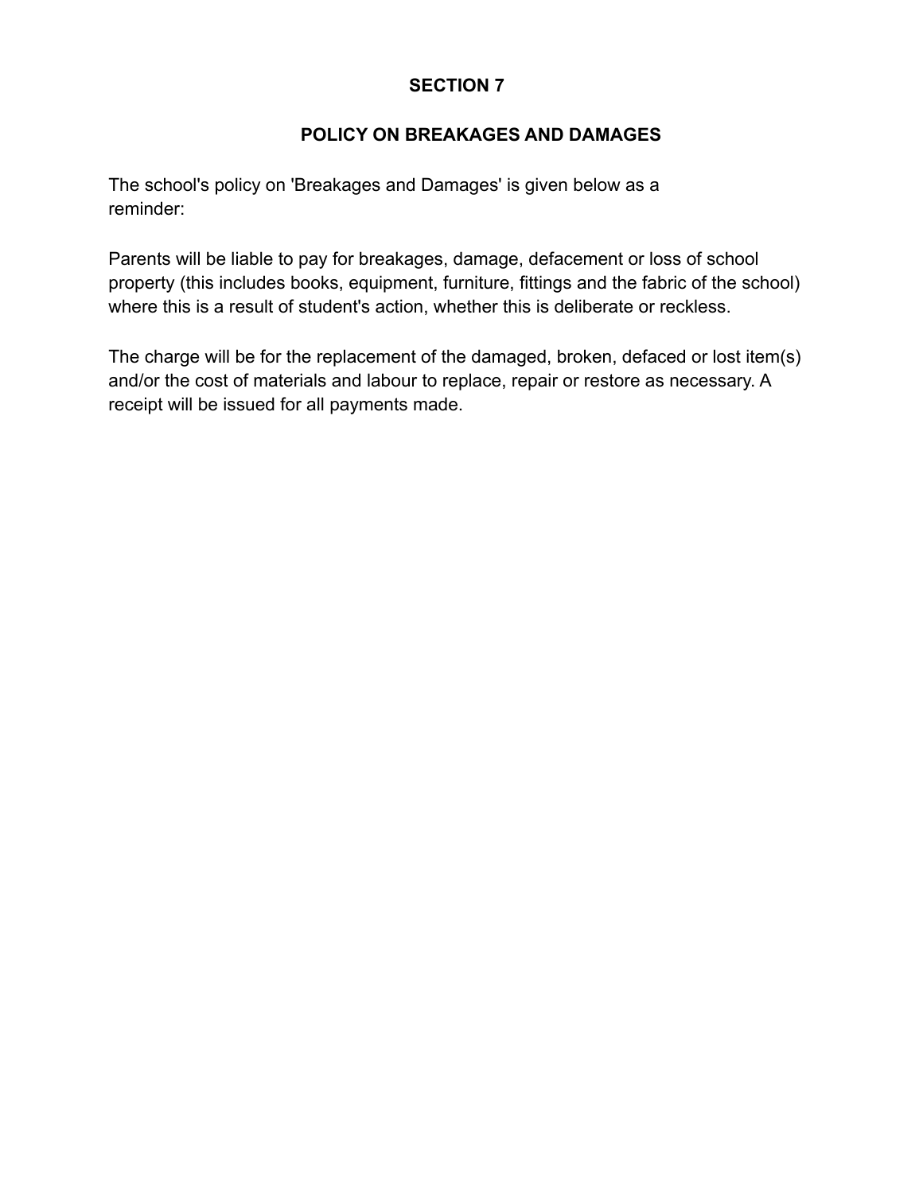## SECTION 7

## POLICY ON BREAKAGES AND DAMAGES

The school's policy on 'Breakages and Damages' is given below as a reminder:

Parents will be liable to pay for breakages, damage, defacement or loss of school property (this includes books, equipment, furniture, fittings and the fabric of the school) where this is a result of student's action, whether this is deliberate or reckless.

The charge will be for the replacement of the damaged, broken, defaced or lost item(s) and/or the cost of materials and labour to replace, repair or restore as necessary. A receipt will be issued for all payments made.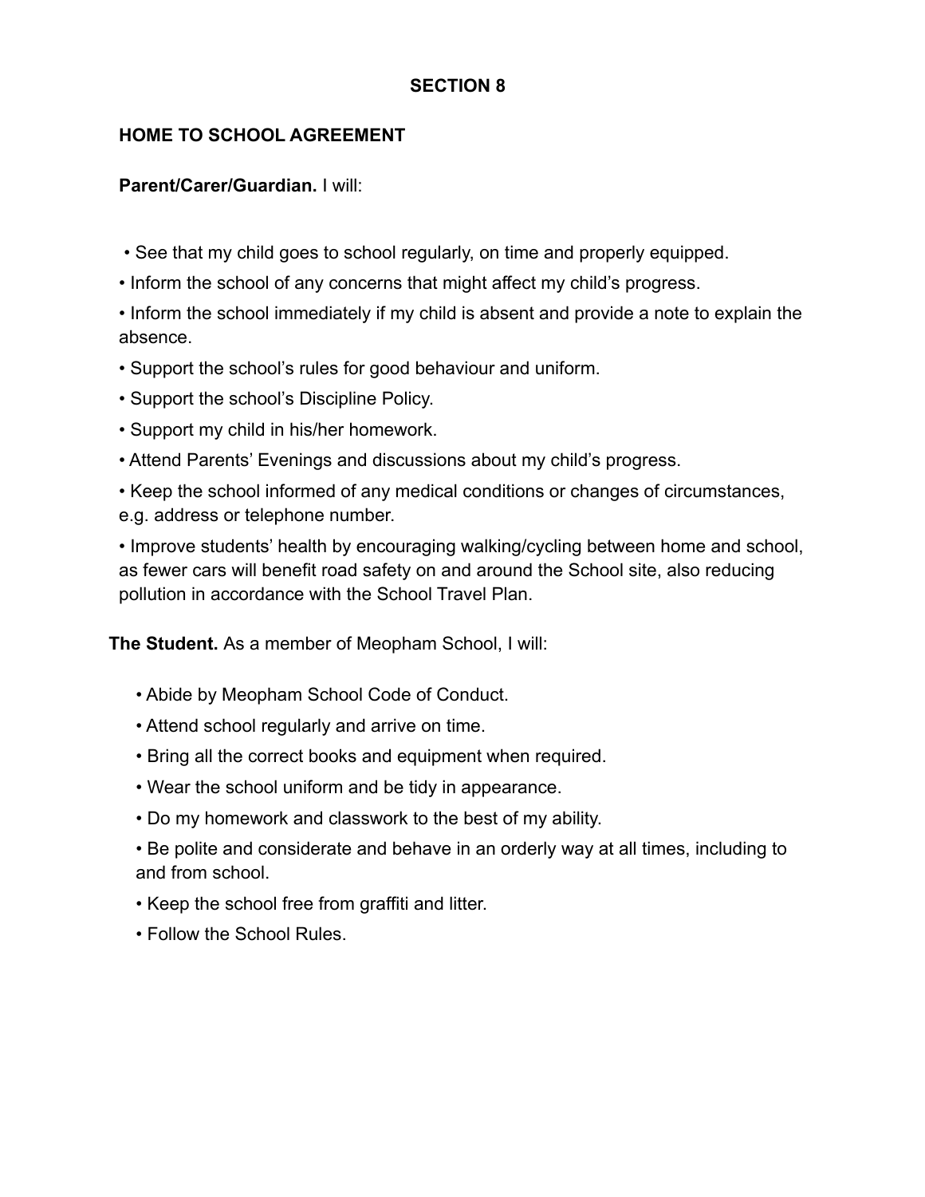## SECTION 8

### HOME TO SCHOOL AGREEMENT

**Parent/Carer/Guardian.** I will:

- See that my child goes to school regularly, on time and properly equipped.
- Inform the school of any concerns that might affect my child's progress.
- Inform the school immediately if my child is absent and provide a note to explain the absence.
- Support the school's rules for good behaviour and uniform.
- Support the school's Discipline Policy.
- Support my child in his/her homework.
- Attend Parents' Evenings and discussions about my child's progress.
- Keep the school informed of any medical conditions or changes of circumstances, e.g. address or telephone number.
- Improve students' health by encouraging walking/cycling between home and school, as fewer cars will benefit road safety on and around the School site, also reducing pollution in accordance with the School Travel Plan.

**The Student.** As a member of Meopham School, I will:

- Abide by Meopham School Code of Conduct.
- Attend school regularly and arrive on time.
- Bring all the correct books and equipment when required.
- Wear the school uniform and be tidy in appearance.
- Do my homework and classwork to the best of my ability.
- Be polite and considerate and behave in an orderly way at all times, including to and from school.
- Keep the school free from graffiti and litter.
- Follow the School Rules.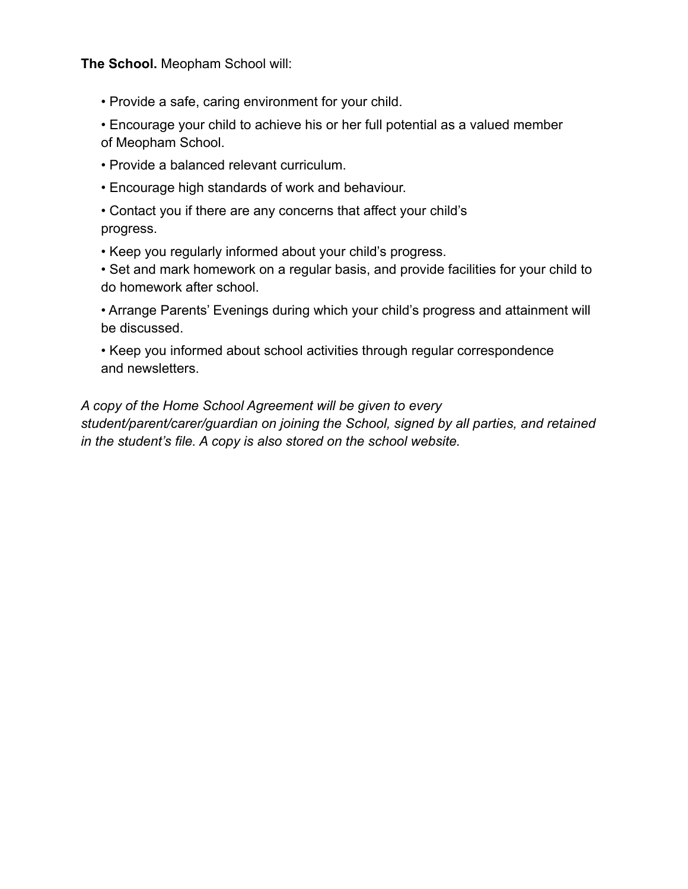**The School.** Meopham School will:

- Provide a safe, caring environment for your child.
- Encourage your child to achieve his or her full potential as a valued member of Meopham School.
- Provide a balanced relevant curriculum.
- Encourage high standards of work and behaviour.
- Contact you if there are any concerns that affect your child's progress.
- Keep you regularly informed about your child's progress.
- Set and mark homework on a regular basis, and provide facilities for your child to do homework after school.
- Arrange Parents' Evenings during which your child's progress and attainment will be discussed.
- Keep you informed about school activities through regular correspondence and newsletters.

*A copy of the Home School Agreement will be given to every student/parent/carer/guardian on joining the School, signed by all parties, and retained in the student's file. A copy is also stored on the school website.*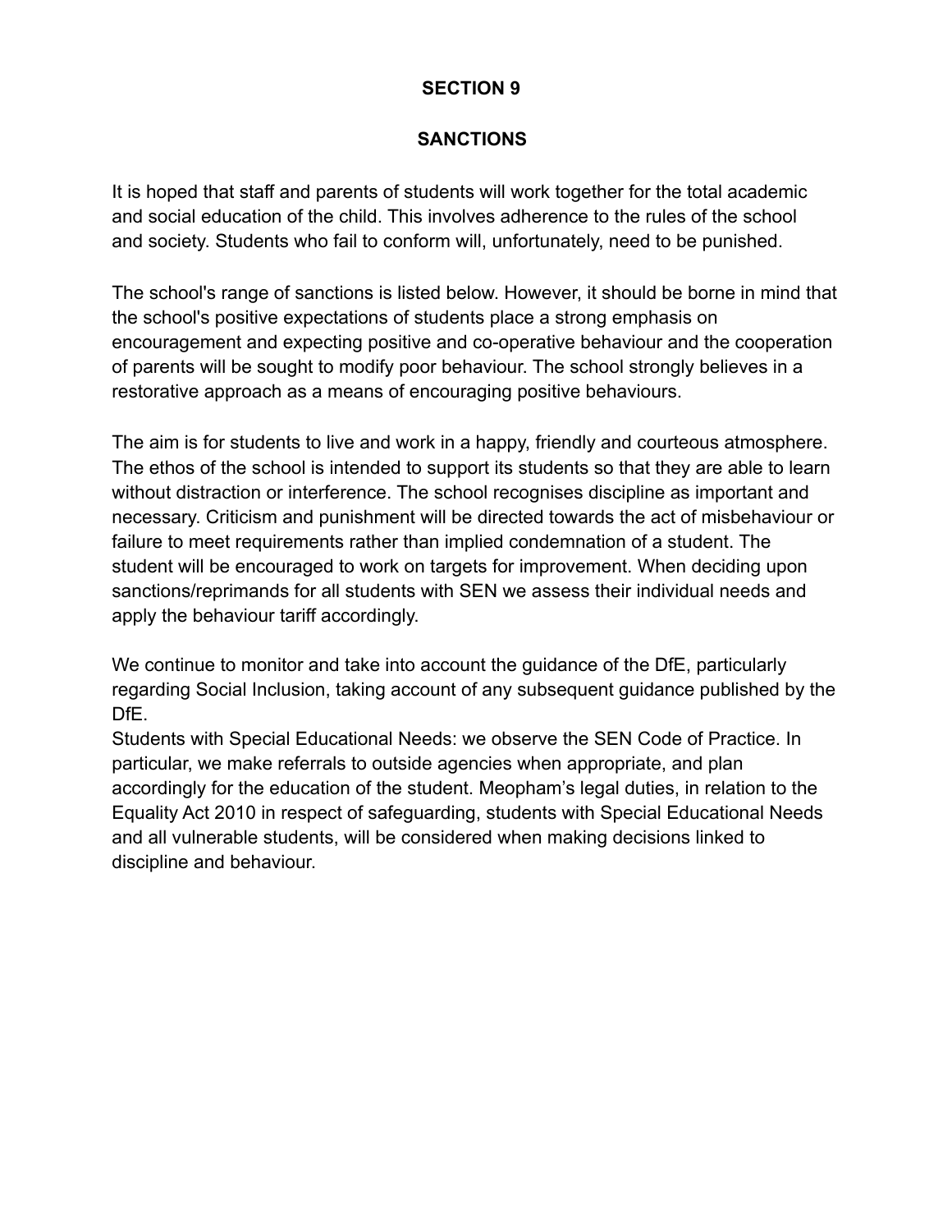## SECTION 9

## SANCTIONS

It is hoped that staff and parents of students will work together for the total academic and social education of the child. This involves adherence to the rules of the school and society. Students who fail to conform will, unfortunately, need to be punished.

The school's range of sanctions is listed below. However, it should be borne in mind that the school's positive expectations of students place a strong emphasis on encouragement and expecting positive and co-operative behaviour and the cooperation of parents will be sought to modify poor behaviour. The school strongly believes in a restorative approach as a means of encouraging positive behaviours.

The aim is for students to live and work in a happy, friendly and courteous atmosphere. The ethos of the school is intended to support its students so that they are able to learn without distraction or interference. The school recognises discipline as important and necessary. Criticism and punishment will be directed towards the act of misbehaviour or failure to meet requirements rather than implied condemnation of a student. The student will be encouraged to work on targets for improvement. When deciding upon sanctions/reprimands for all students with SEN we assess their individual needs and apply the behaviour tariff accordingly.

We continue to monitor and take into account the guidance of the DfE, particularly regarding Social Inclusion, taking account of any subsequent guidance published by the DfE.

Students with Special Educational Needs: we observe the SEN Code of Practice. In particular, we make referrals to outside agencies when appropriate, and plan accordingly for the education of the student. Meopham's legal duties, in relation to the Equality Act 2010 in respect of safeguarding, students with Special Educational Needs and all vulnerable students, will be considered when making decisions linked to discipline and behaviour.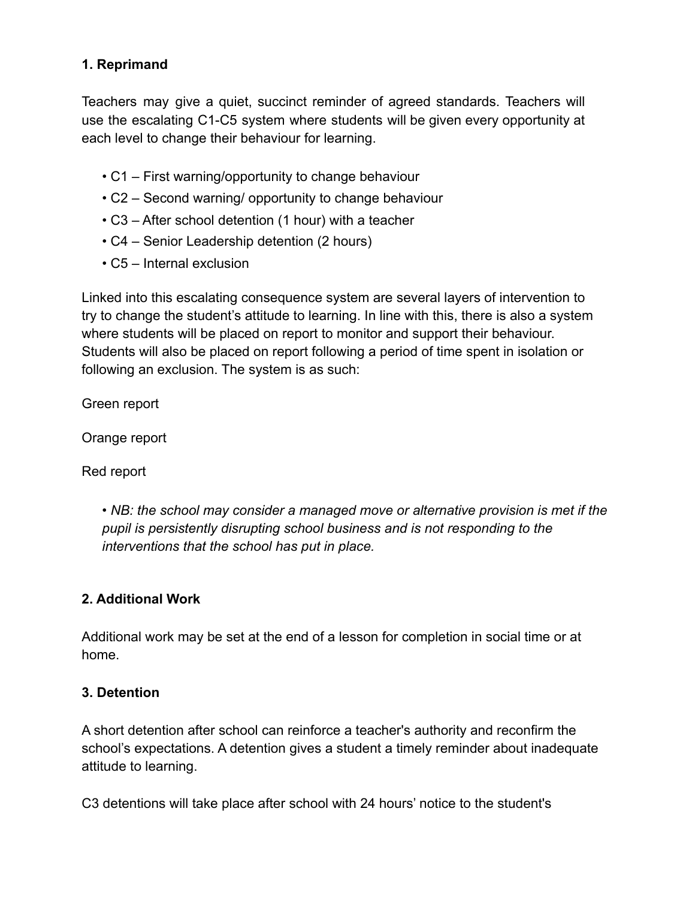**1. Reprimand**

Teachers may give a quiet, succinct reminder of agreed standards. Teachers will use the escalating C1-C5 system where students will be given every opportunity at each level to change their behaviour for learning.

- C1 – First warning/opportunity to change behaviour
- C2 – Second warning/ opportunity to change behaviour
- C3 – After school detention (1 hour) with a teacher
- C4 – Senior Leadership detention (2 hours)
- C5 – Internal exclusion

Linked into this escalating consequence system are several layers of intervention to try to change the student's attitude to learning. In line with this, there is also a system where students will be placed on report to monitor and support their behaviour. Students will also be placed on report following a period of time spent in isolation or following an exclusion. The system is as such:

Green report

Orange report

Red report

- *NB: the school may consider a managed move or alternative provision is met if the pupil is persistently disrupting school business and is not responding to the interventions that the school has put in place.*

**2. Additional Work**

Additional work may be set at the end of a lesson for completion in social time or at home.

**3. Detention**

A short detention after school can reinforce a teacher's authority and reconfirm the school's expectations. A detention gives a student a timely reminder about inadequate attitude to learning.

C3 detentions will take place after school with 24 hours' notice to the student's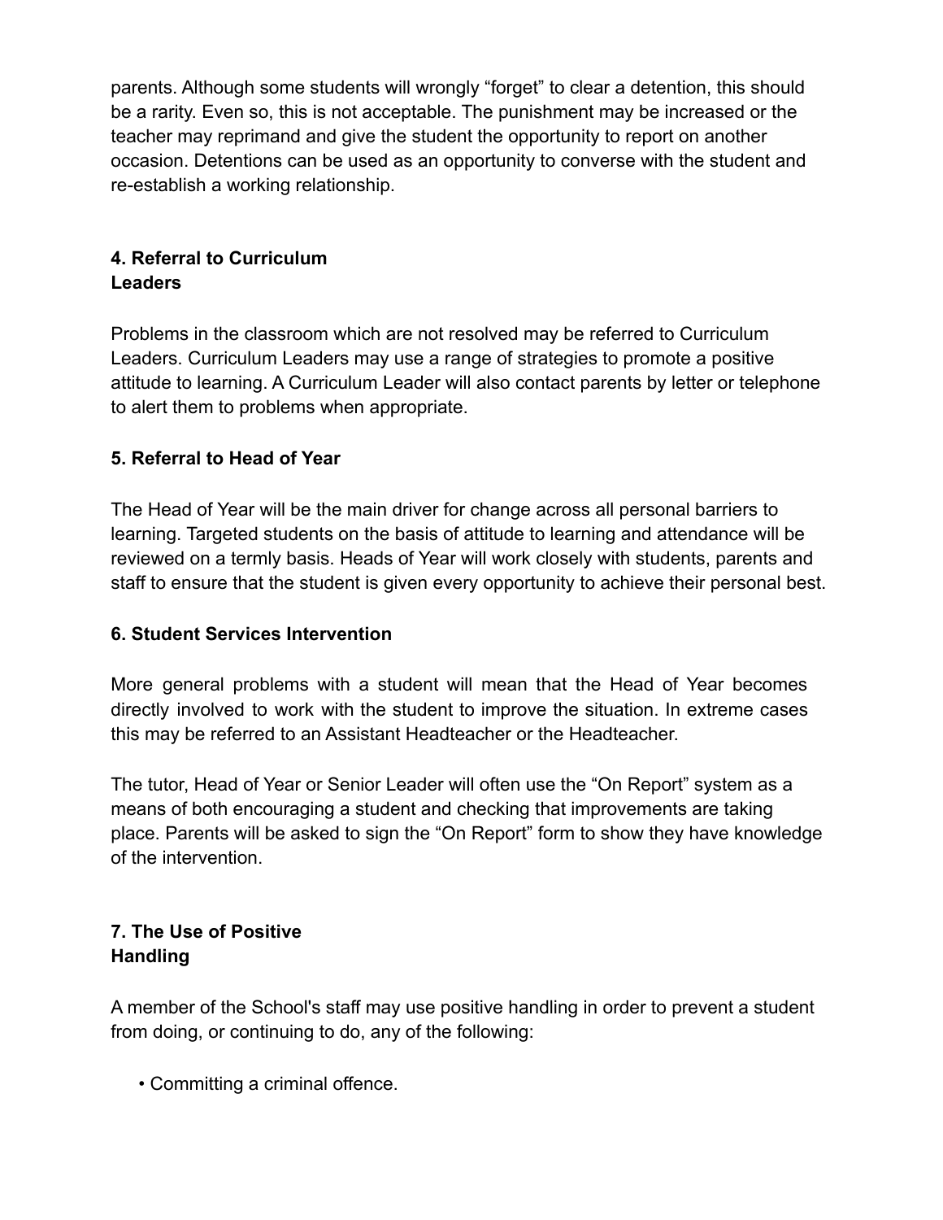parents. Although some students will wrongly "forget" to clear a detention, this should be a rarity. Even so, this is not acceptable. The punishment may be increased or the teacher may reprimand and give the student the opportunity to report on another occasion. Detentions can be used as an opportunity to converse with the student and re-establish a working relationship.

### 4. Referral to Curriculum Leaders

Problems in the classroom which are not resolved may be referred to Curriculum Leaders. Curriculum Leaders may use a range of strategies to promote a positive attitude to learning. A Curriculum Leader will also contact parents by letter or telephone to alert them to problems when appropriate.

### 5. Referral to Head of Year

The Head of Year will be the main driver for change across all personal barriers to learning. Targeted students on the basis of attitude to learning and attendance will be reviewed on a termly basis. Heads of Year will work closely with students, parents and staff to ensure that the student is given every opportunity to achieve their personal best.

### 6. Student Services Intervention

More general problems with a student will mean that the Head of Year becomes directly involved to work with the student to improve the situation. In extreme cases this may be referred to an Assistant Headteacher or the Headteacher.

The tutor, Head of Year or Senior Leader will often use the "On Report" system as a means of both encouraging a student and checking that improvements are taking place. Parents will be asked to sign the "On Report" form to show they have knowledge of the intervention.

### 7. The Use of Positive Handling

A member of the School's staff may use positive handling in order to prevent a student from doing, or continuing to do, any of the following:

- Committing a criminal offence.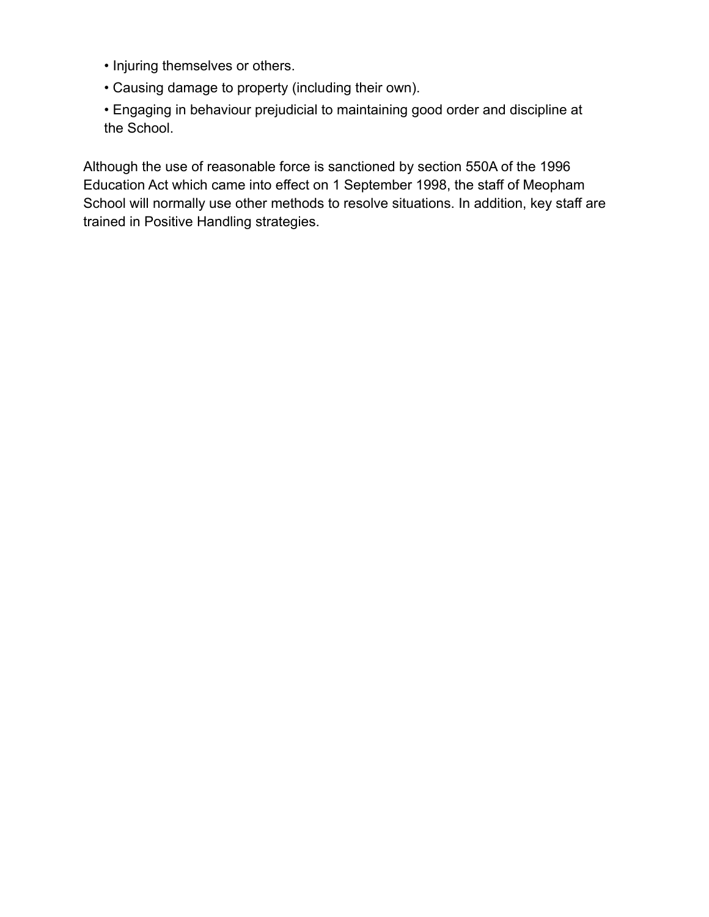- Injuring themselves or others.
- Causing damage to property (including their own).
- Engaging in behaviour prejudicial to maintaining good order and discipline at the School.

Although the use of reasonable force is sanctioned by section 550A of the 1996 Education Act which came into effect on 1 September 1998, the staff of Meopham School will normally use other methods to resolve situations. In addition, key staff are trained in Positive Handling strategies.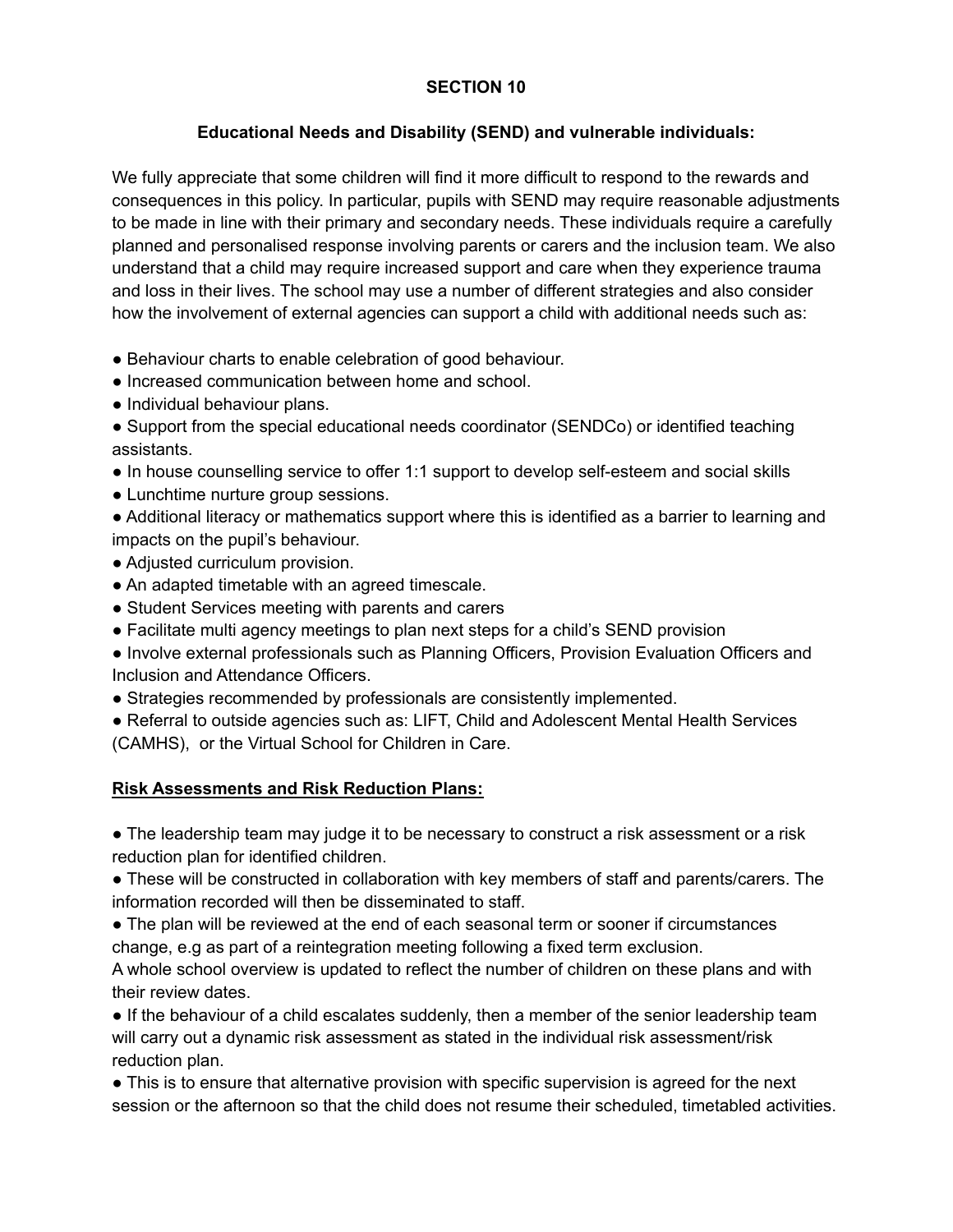## SECTION 10

### Educational Needs and Disability (SEND) and vulnerable individuals:

We fully appreciate that some children will find it more difficult to respond to the rewards and consequences in this policy. In particular, pupils with SEND may require reasonable adjustments to be made in line with their primary and secondary needs. These individuals require a carefully planned and personalised response involving parents or carers and the inclusion team. We also understand that a child may require increased support and care when they experience trauma and loss in their lives. The school may use a number of different strategies and also consider how the involvement of external agencies can support a child with additional needs such as:

- Behaviour charts to enable celebration of good behaviour.
- Increased communication between home and school.
- Individual behaviour plans.
- Support from the special educational needs coordinator (SENDCo) or identified teaching assistants.
- In house counselling service to offer 1:1 support to develop self-esteem and social skills
- Lunchtime nurture group sessions.
- Additional literacy or mathematics support where this is identified as a barrier to learning and impacts on the pupil's behaviour.
- Adjusted curriculum provision.
- An adapted timetable with an agreed timescale.
- Student Services meeting with parents and carers
- Facilitate multi agency meetings to plan next steps for a child's SEND provision
- Involve external professionals such as Planning Officers, Provision Evaluation Officers and Inclusion and Attendance Officers.
- Strategies recommended by professionals are consistently implemented.
- Referral to outside agencies such as: LIFT, Child and Adolescent Mental Health Services (CAMHS), or the Virtual School for Children in Care.

### <u>Risk Assessments and Risk Reduction Plans:</u>

- The leadership team may judge it to be necessary to construct a risk assessment or a risk reduction plan for identified children.
- These will be constructed in collaboration with key members of staff and parents/carers. The information recorded will then be disseminated to staff.
- The plan will be reviewed at the end of each seasonal term or sooner if circumstances change, e.g as part of a reintegration meeting following a fixed term exclusion.

A whole school overview is updated to reflect the number of children on these plans and with their review dates.

- If the behaviour of a child escalates suddenly, then a member of the senior leadership team will carry out a dynamic risk assessment as stated in the individual risk assessment/risk reduction plan.
- This is to ensure that alternative provision with specific supervision is agreed for the next session or the afternoon so that the child does not resume their scheduled, timetabled activities.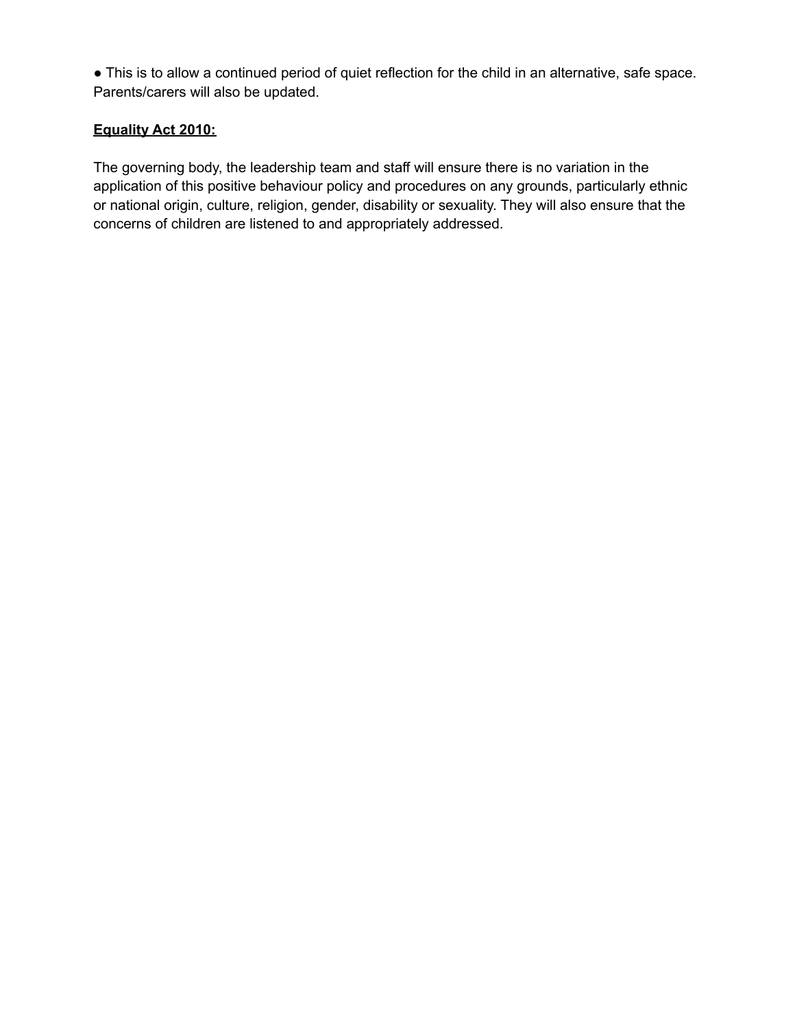- This is to allow a continued period of quiet reflection for the child in an alternative, safe space. Parents/carers will also be updated.

**Equality Act 2010:**

The governing body, the leadership team and staff will ensure there is no variation in the application of this positive behaviour policy and procedures on any grounds, particularly ethnic or national origin, culture, religion, gender, disability or sexuality. They will also ensure that the concerns of children are listened to and appropriately addressed.